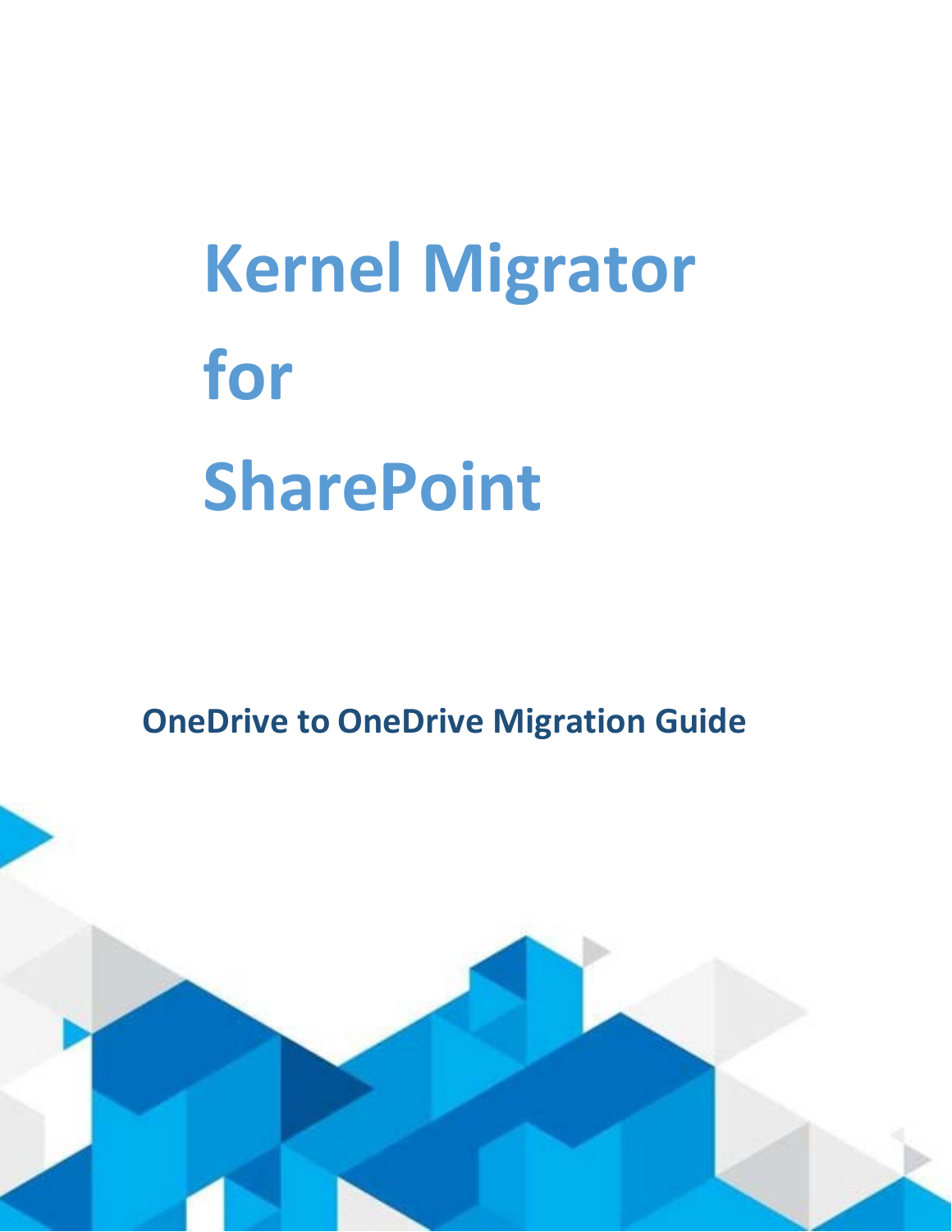# Kernel Migrator for SharePoint

## OneDrive to OneDrive Migration Guide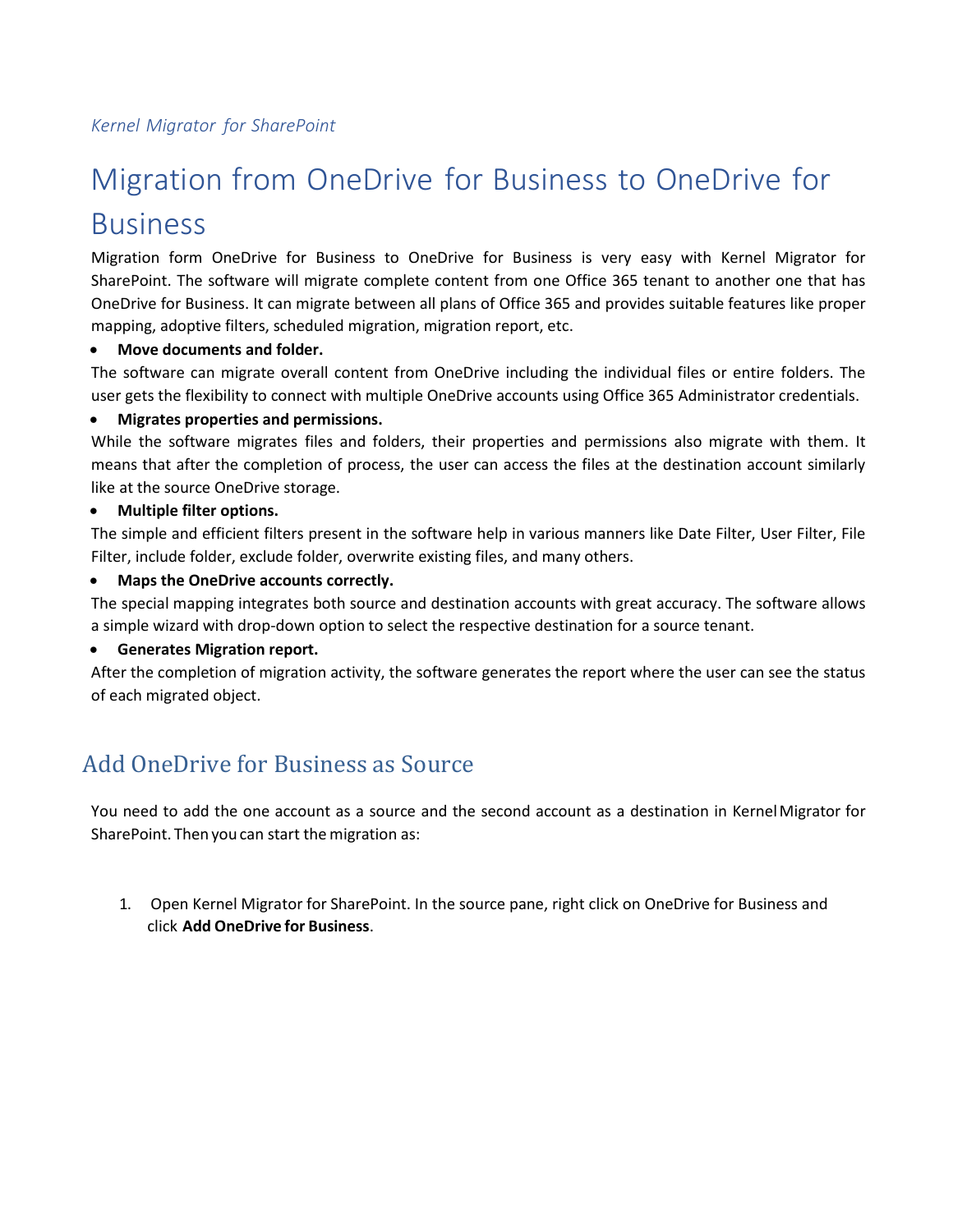*Kernel Migrator for SharePoint*

# Migration from OneDrive for Business to OneDrive for Business

Migration form OneDrive for Business to OneDrive for Business is very easy with Kernel Migrator for SharePoint. The software will migrate complete content from one Office 365 tenant to another one that has OneDrive for Business. It can migrate between all plans of Office 365 and provides suitable features like proper mapping, adoptive filters, scheduled migration, migration report, etc.

- **Move documents and folder.**

The software can migrate overall content from OneDrive including the individual files or entire folders. The user gets the flexibility to connect with multiple OneDrive accounts using Office 365 Administrator credentials.

- **Migrates properties and permissions.**

While the software migrates files and folders, their properties and permissions also migrate with them. It means that after the completion of process, the user can access the files at the destination account similarly like at the source OneDrive storage.

- **Multiple filter options.**

The simple and efficient filters present in the software help in various manners like Date Filter, User Filter, File Filter, include folder, exclude folder, overwrite existing files, and many others.

- **Maps the OneDrive accounts correctly.**

The special mapping integrates both source and destination accounts with great accuracy. The software allows a simple wizard with drop-down option to select the respective destination for a source tenant.

- **Generates Migration report.**

After the completion of migration activity, the software generates the report where the user can see the status of each migrated object.

## Add OneDrive for Business as Source

You need to add the one account as a source and the second account as a destination in Kernel Migrator for SharePoint. Then you can start the migration as:

1. Open Kernel Migrator for SharePoint. In the source pane, right click on OneDrive for Business and click **Add OneDrive for Business**.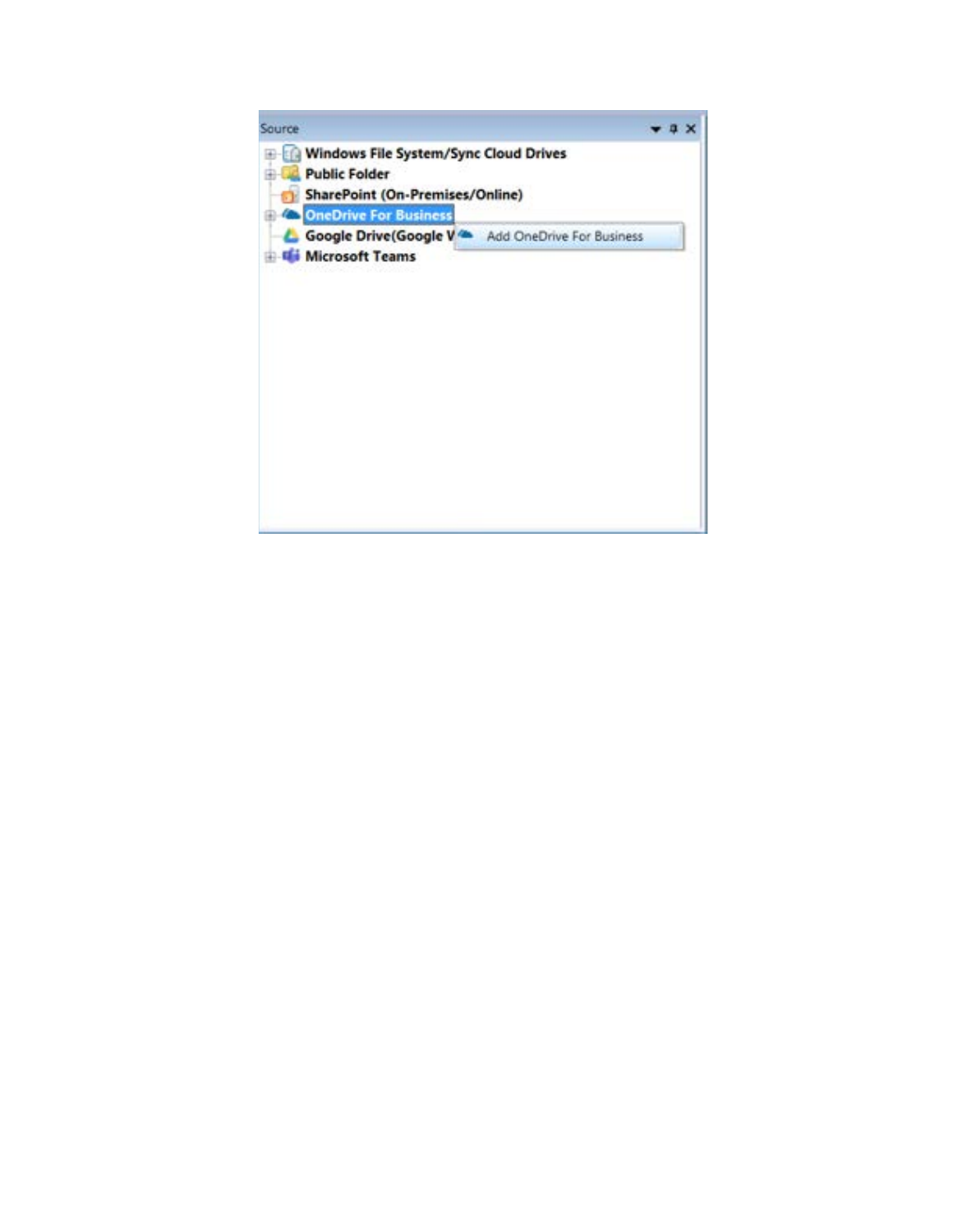Source

Windows File System/Sync Cloud Drives

Public Folder

SharePoint (On-Premises/Online)

OneDrive For Business

Google Drive(Google V

Add OneDrive For Business

Microsoft Teams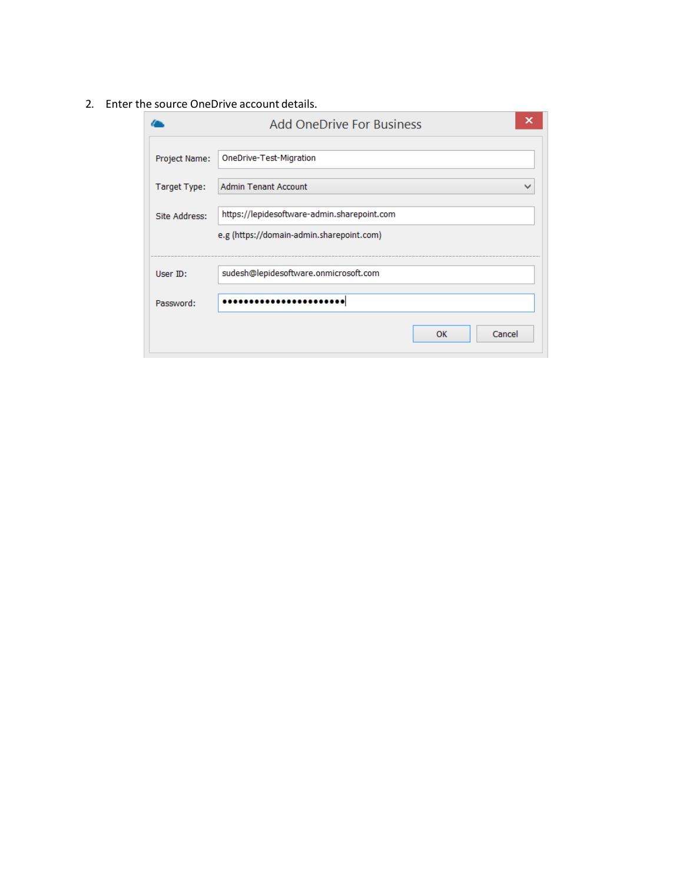2. Enter the source OneDrive account details.

Add OneDrive For Business

Project Name: OneDrive-Test-Migration

Target Type: Admin Tenant Account

Site Address: https://lepidesoftware-admin.sharepoint.com

e.g (https://domain-admin.sharepoint.com)

User ID: sudesh@lepidesoftware.onmicrosoft.com

Password: ••••••••••••••••••••••

OK Cancel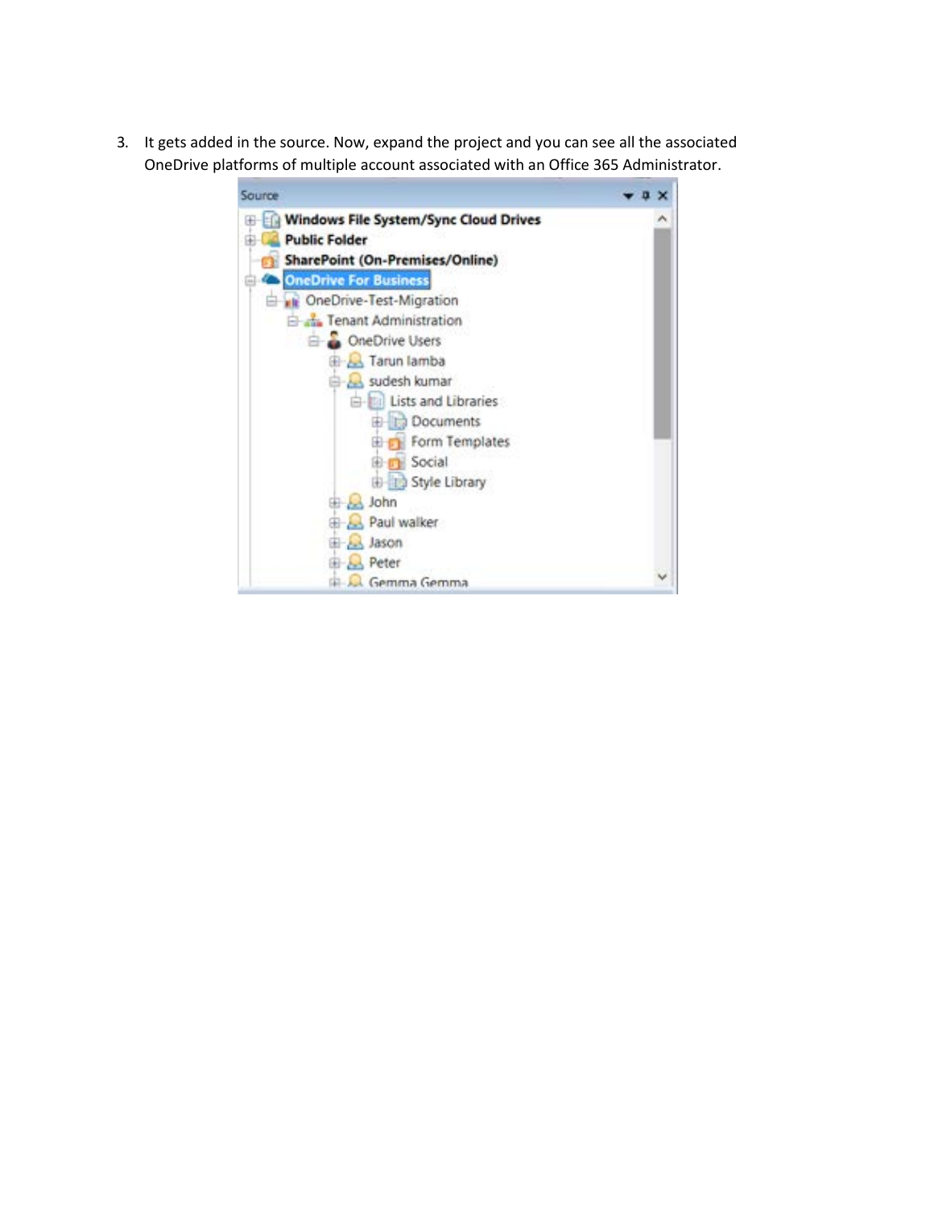3. It gets added in the source. Now, expand the project and you can see all the associated OneDrive platforms of multiple account associated with an Office 365 Administrator.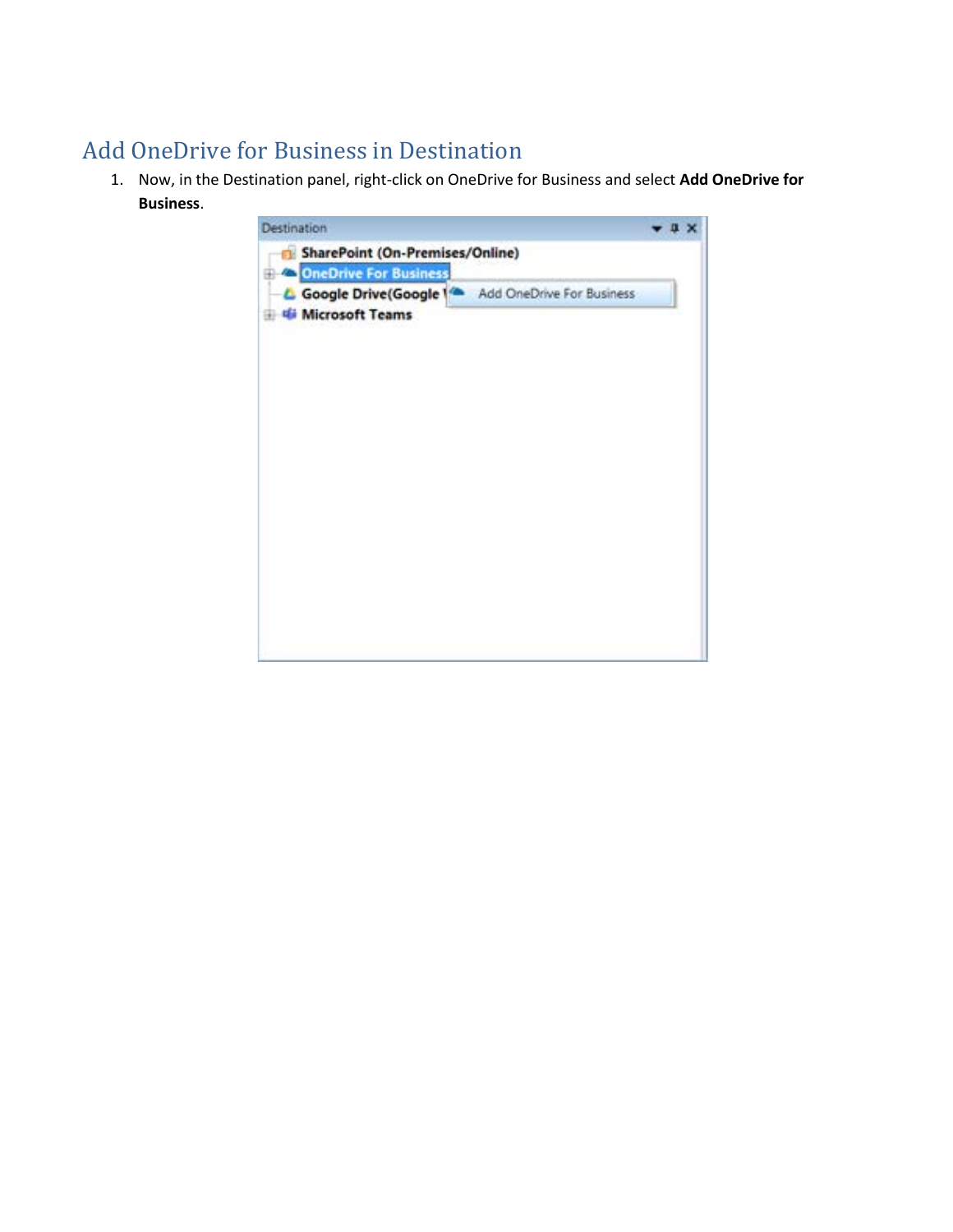## Add OneDrive for Business in Destination

1. Now, in the Destination panel, right-click on OneDrive for Business and select **Add OneDrive for Business**.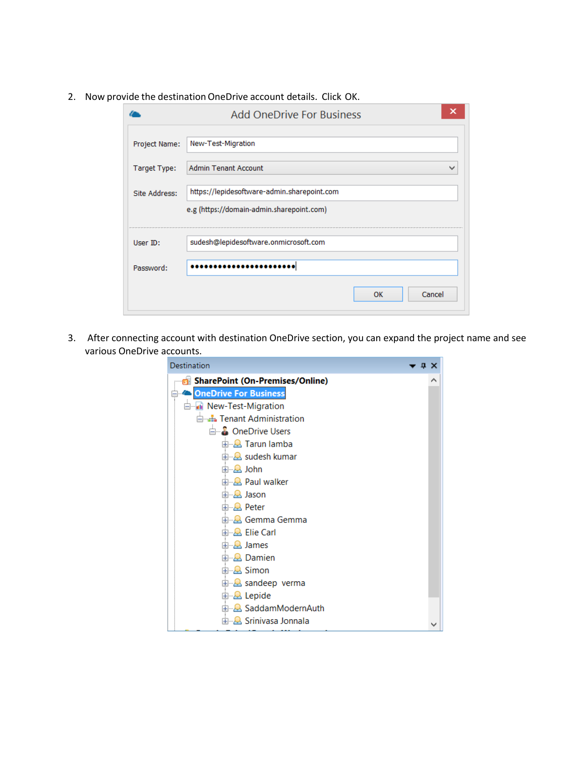2. Now provide the destination OneDrive account details. Click OK.

Add OneDrive For Business

Project Name: New-Test-Migration

Target Type: Admin Tenant Account

Site Address: https://lepidesoftware-admin.sharepoint.com

e.g (https://domain-admin.sharepoint.com)

User ID: sudesh@lepidesoftware.onmicrosoft.com

Password: ••••••••••••••••••••••••

OK Cancel

3. After connecting account with destination OneDrive section, you can expand the project name and see various OneDrive accounts.

Destination

- SharePoint (On-Premises/Online)
- OneDrive For Business
  - New-Test-Migration
    - Tenant Administration
      - OneDrive Users
        - Tarun lamba
        - sudesh kumar
        - John
        - Paul walker
        - Jason
        - Peter
        - Gemma Gemma
        - Elie Carl
        - James
        - Damien
        - Simon
        - sandeep verma
        - Lepide
        - SaddamModernAuth
        - Srinivasa Jonnala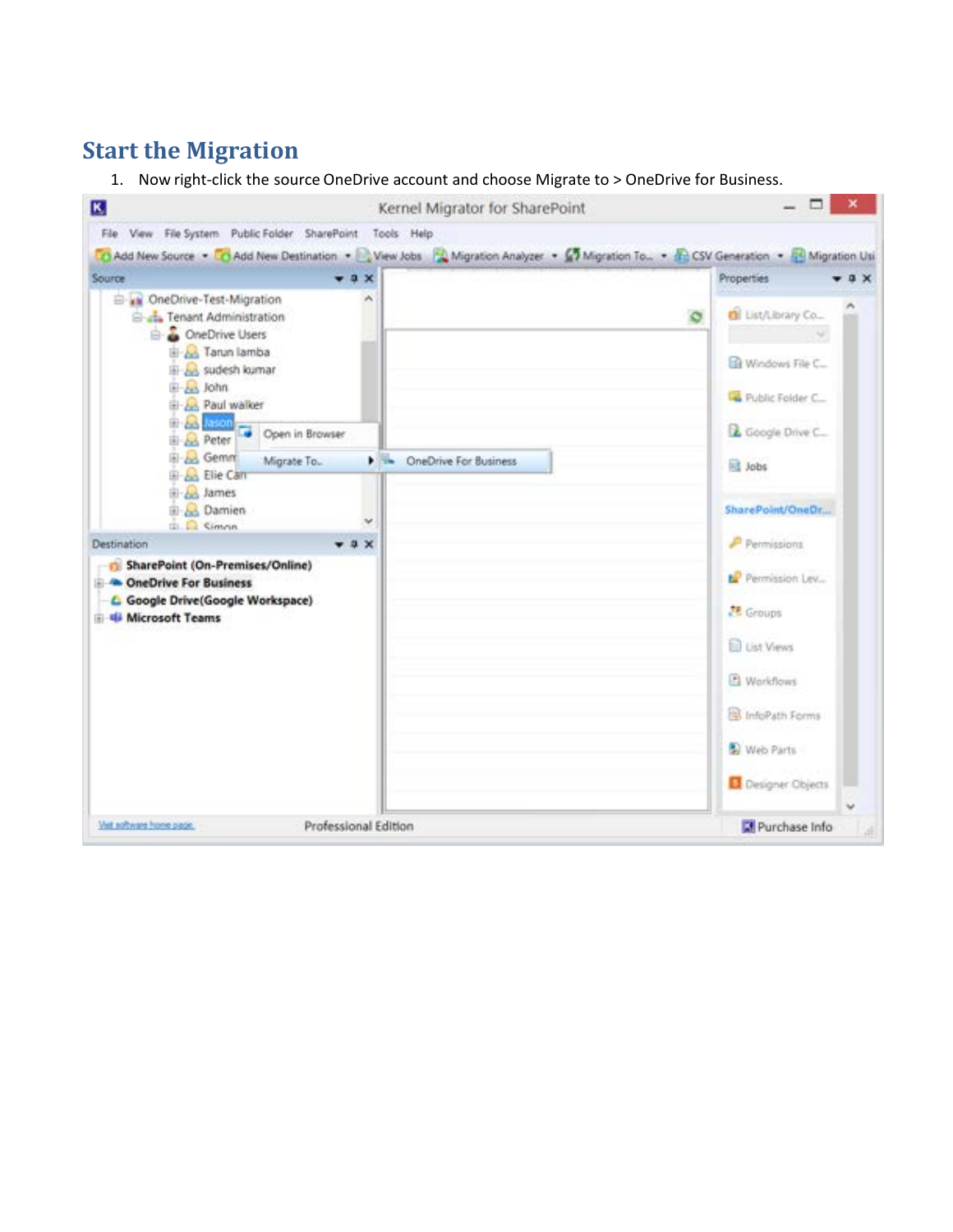## Start the Migration

1. Now right-click the source OneDrive account and choose Migrate to > OneDrive for Business.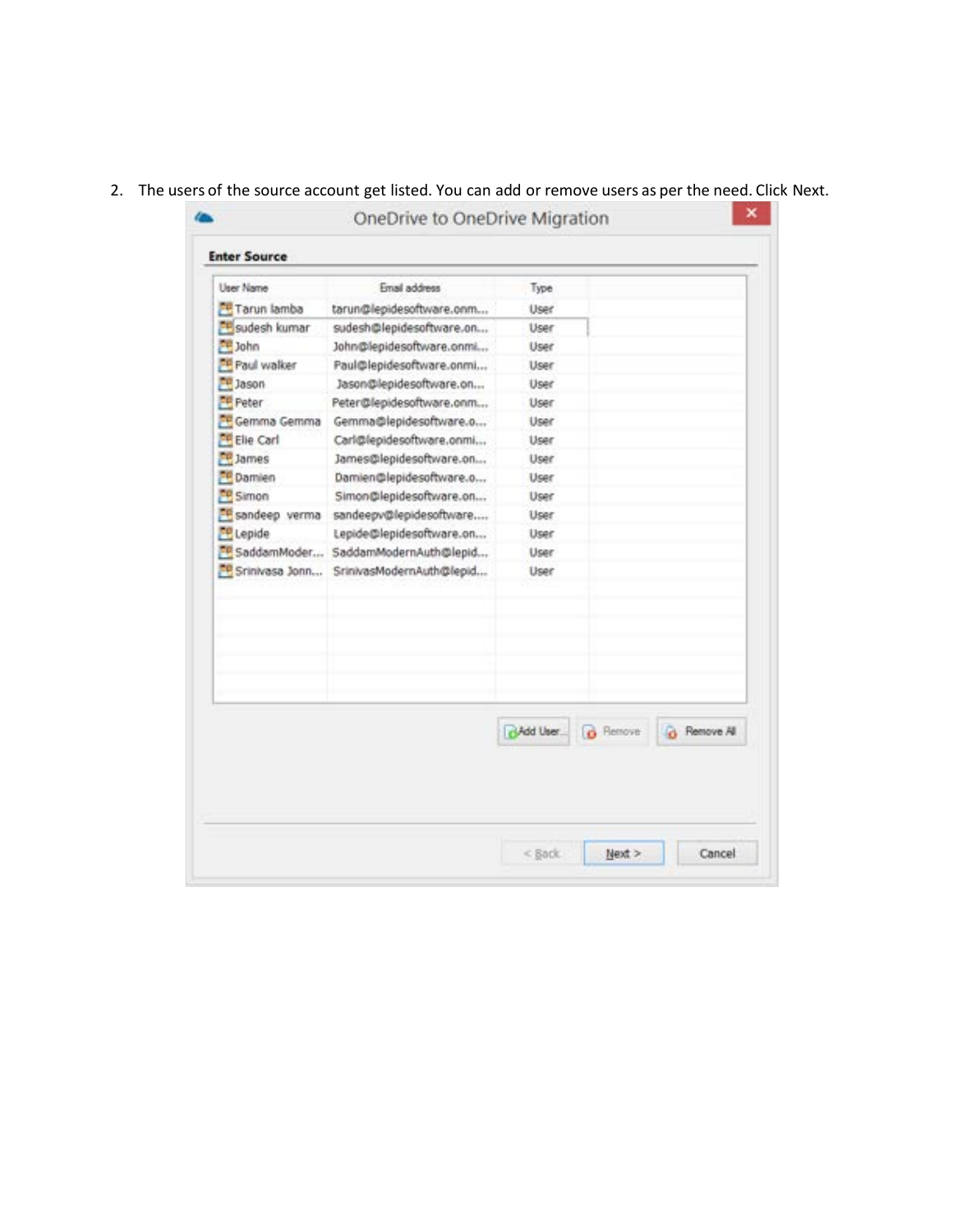2. The users of the source account get listed. You can add or remove users as per the need. Click Next.

OneDrive to OneDrive Migration

**Enter Source**

| User Name | Email address | Type |
|---|---|---|
| Tarun lamba | tarun@lepidesoftware.onm... | User |
| sudesh kumar | sudesh@lepidesoftware.on... | User |
| John | John@lepidesoftware.onmi... | User |
| Paul walker | Paul@lepidesoftware.onmi... | User |
| Jason | Jason@lepidesoftware.on... | User |
| Peter | Peter@lepidesoftware.onm... | User |
| Gemma Gemma | Gemma@lepidesoftware.o... | User |
| Elie Carl | Carl@lepidesoftware.onmi... | User |
| James | James@lepidesoftware.on... | User |
| Damien | Damien@lepidesoftware.o... | User |
| Simon | Simon@lepidesoftware.on... | User |
| sandeep verma | sandeepv@lepidesoftware.... | User |
| Lepide | Lepide@lepidesoftware.on... | User |
| SaddamModer... | SaddamModernAuth@lepid... | User |
| Srinivasa Jonn... | SrinivasModernAuth@lepid... | User |

Add User... | Remove | Remove All

< Back | Next > | Cancel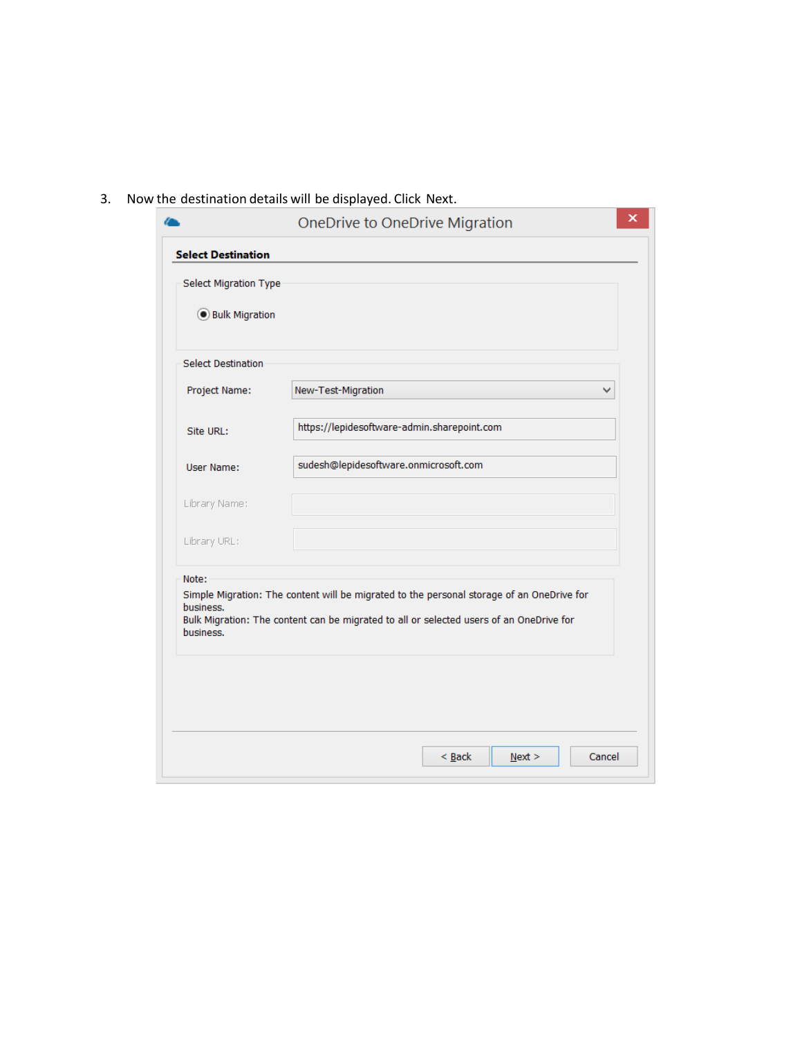3. Now the destination details will be displayed. Click Next.

OneDrive to OneDrive Migration

**Select Destination**

Select Migration Type

- Bulk Migration

Select Destination

Project Name: New-Test-Migration

Site URL: https://lepidesoftware-admin.sharepoint.com

User Name: sudesh@lepidesoftware.onmicrosoft.com

Library Name:

Library URL:

Note:
Simple Migration: The content will be migrated to the personal storage of an OneDrive for business.
Bulk Migration: The content can be migrated to all or selected users of an OneDrive for business.

< Back | Next > | Cancel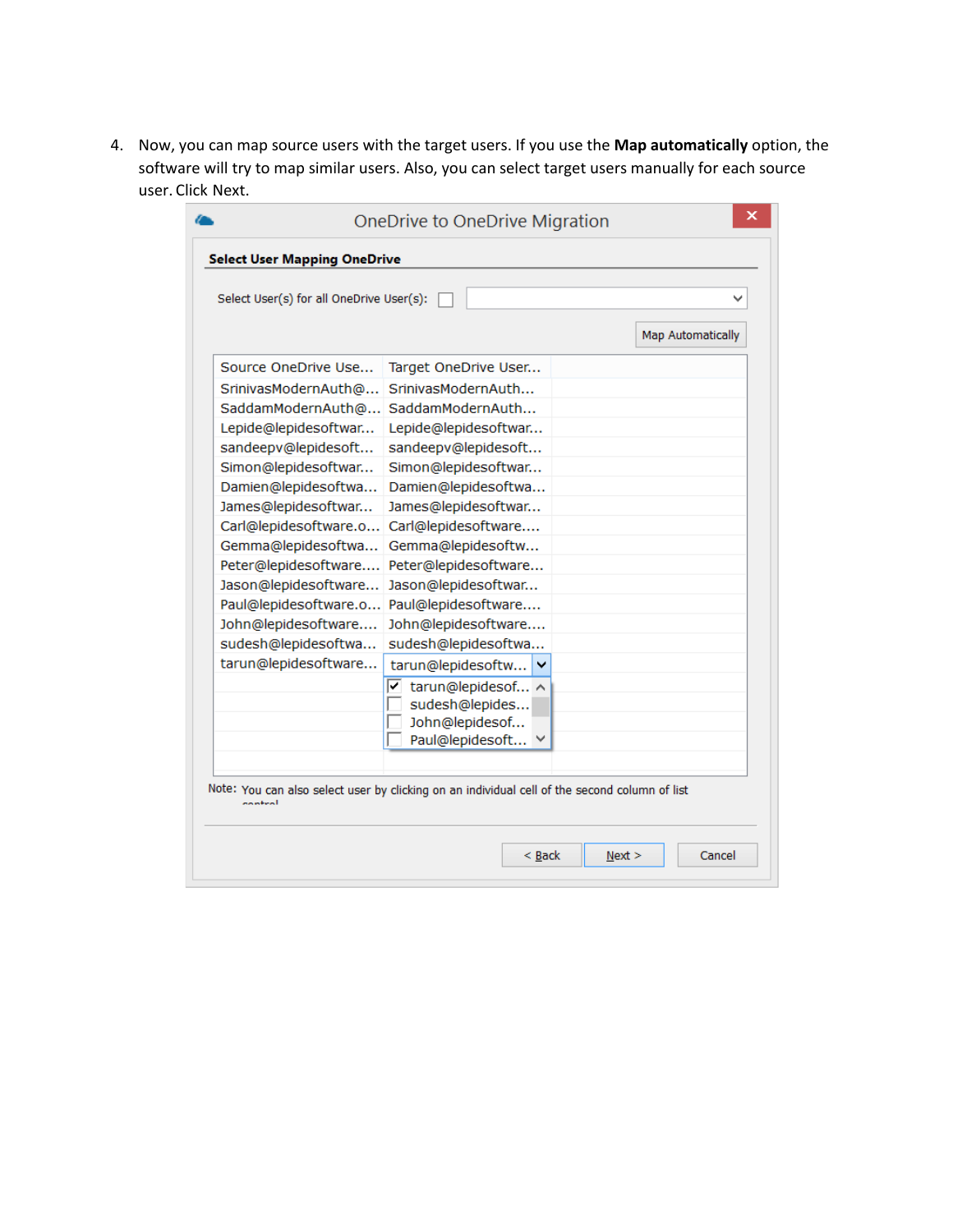4. Now, you can map source users with the target users. If you use the **Map automatically** option, the software will try to map similar users. Also, you can select target users manually for each source user. Click Next.

OneDrive to OneDrive Migration

**Select User Mapping OneDrive**

Select User(s) for all OneDrive User(s):

Map Automatically

| Source OneDrive Use... | Target OneDrive User... |
| --- | --- |
| SrinivasModernAuth@... | SrinivasModernAuth... |
| SaddamModernAuth@... | SaddamModernAuth... |
| Lepide@lepidesoftwar... | Lepide@lepidesoftwar... |
| sandeepv@lepidesoft... | sandeepv@lepidesoft... |
| Simon@lepidesoftwar... | Simon@lepidesoftwar... |
| Damien@lepidesoftwa... | Damien@lepidesoftwa... |
| James@lepidesoftwar... | James@lepidesoftwar... |
| Carl@lepidesoftware.o... | Carl@lepidesoftware.... |
| Gemma@lepidesoftwa... | Gemma@lepidesoftw... |
| Peter@lepidesoftware.... | Peter@lepidesoftware... |
| Jason@lepidesoftware... | Jason@lepidesoftwar... |
| Paul@lepidesoftware.o... | Paul@lepidesoftware.... |
| John@lepidesoftware.... | John@lepidesoftware.... |
| sudesh@lepidesoftwa... | sudesh@lepidesoftwa... |
| tarun@lepidesoftware... | tarun@lepidesoftw... |

- [x] tarun@lepidesof...
- [ ] sudesh@lepides...
- [ ] John@lepidesof...
- [ ] Paul@lepidesoft...

Note: You can also select user by clicking on an individual cell of the second column of list control

< Back | Next > | Cancel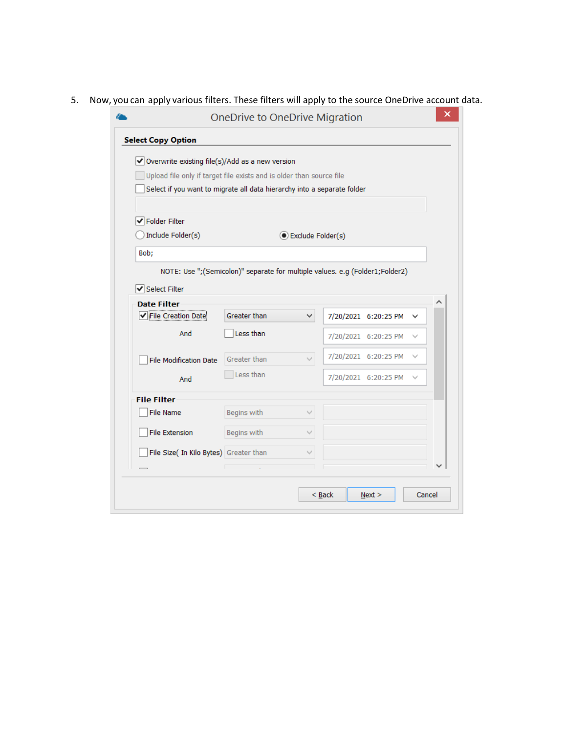5. Now, you can apply various filters. These filters will apply to the source OneDrive account data.

OneDrive to OneDrive Migration

**Select Copy Option**

- [x] Overwrite existing file(s)/Add as a new version
- [ ] Upload file only if target file exists and is older than source file
- [ ] Select if you want to migrate all data hierarchy into a separate folder

- [x] Folder Filter

( ) Include Folder(s) (•) Exclude Folder(s)

Bob;

NOTE: Use ";(Semicolon)" separate for multiple values. e.g (Folder1;Folder2)

- [x] Select Filter

**Date Filter**

| | | |
|---|---|---|
| [x] File Creation Date | Greater than | 7/20/2021 6:20:25 PM |
| And | [ ] Less than | 7/20/2021 6:20:25 PM |
| [ ] File Modification Date | Greater than | 7/20/2021 6:20:25 PM |
| And | [ ] Less than | 7/20/2021 6:20:25 PM |

**File Filter**

| | | |
|---|---|---|
| [ ] File Name | Begins with | |
| [ ] File Extension | Begins with | |
| [ ] File Size( In Kilo Bytes) | Greater than | |

< Back | Next > | Cancel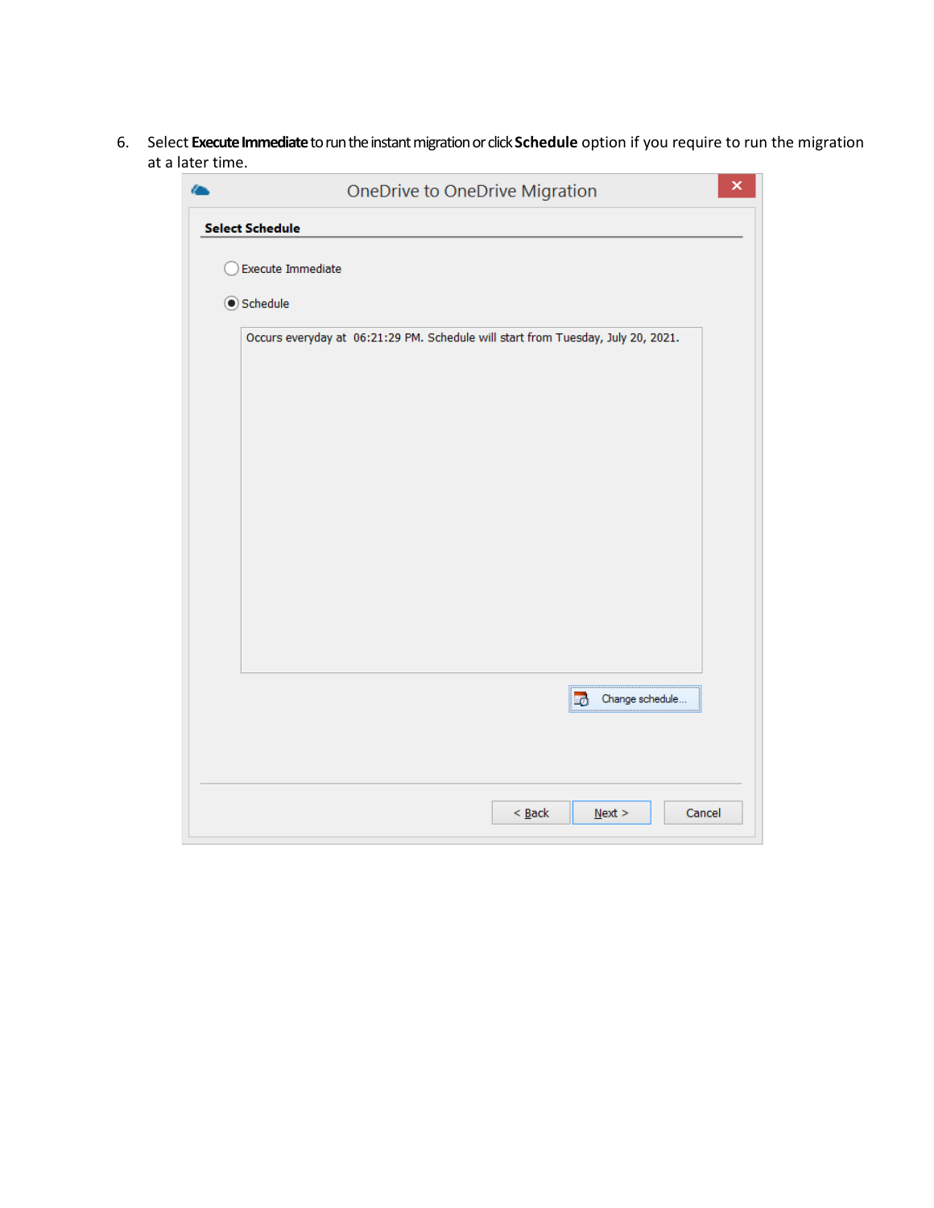6. Select **Execute Immediate** to run the instant migration or click **Schedule** option if you require to run the migration at a later time.

OneDrive to OneDrive Migration

**Select Schedule**

Execute Immediate

Schedule

Occurs everyday at 06:21:29 PM. Schedule will start from Tuesday, July 20, 2021.

Change schedule...

< Back   Next >   Cancel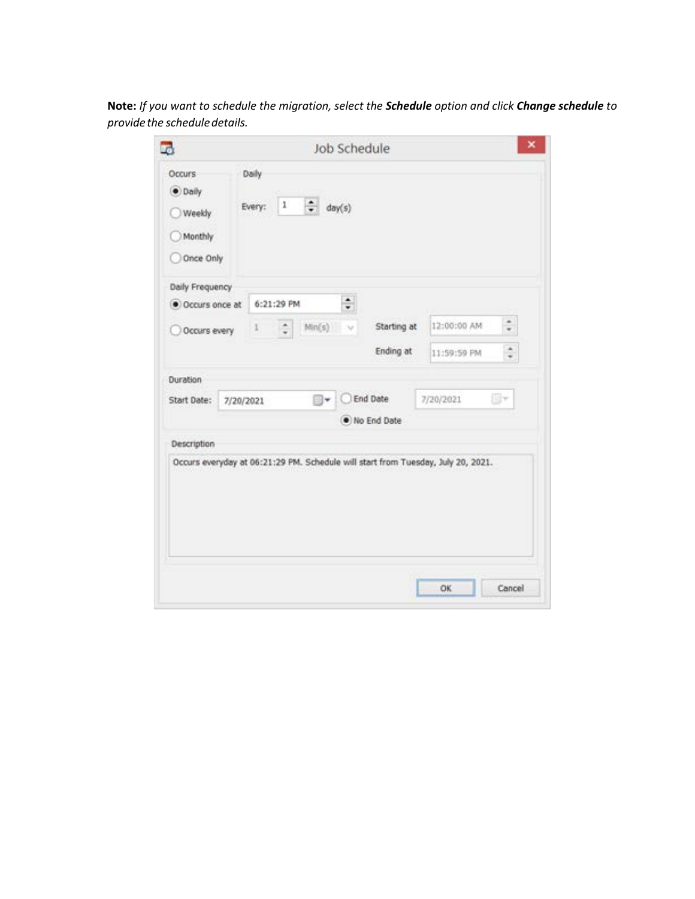**Note:** *If you want to schedule the migration, select the **Schedule** option and click **Change schedule** to provide the schedule details.*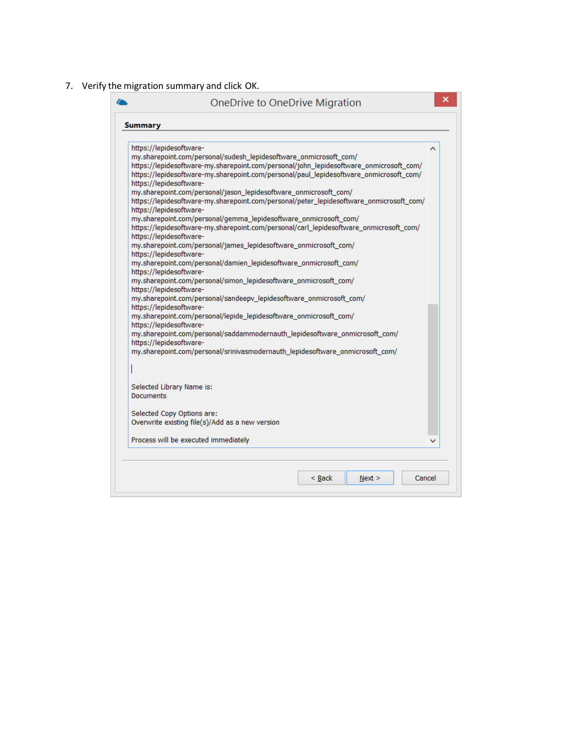7. Verify the migration summary and click OK.

OneDrive to OneDrive Migration

**Summary**

```
https://lepidesoftware-
my.sharepoint.com/personal/sudesh_lepidesoftware_onmicrosoft_com/
https://lepidesoftware-my.sharepoint.com/personal/john_lepidesoftware_onmicrosoft_com/
https://lepidesoftware-my.sharepoint.com/personal/paul_lepidesoftware_onmicrosoft_com/
https://lepidesoftware-
my.sharepoint.com/personal/jason_lepidesoftware_onmicrosoft_com/
https://lepidesoftware-my.sharepoint.com/personal/peter_lepidesoftware_onmicrosoft_com/
https://lepidesoftware-
my.sharepoint.com/personal/gemma_lepidesoftware_onmicrosoft_com/
https://lepidesoftware-my.sharepoint.com/personal/carl_lepidesoftware_onmicrosoft_com/
https://lepidesoftware-
my.sharepoint.com/personal/james_lepidesoftware_onmicrosoft_com/
https://lepidesoftware-
my.sharepoint.com/personal/damien_lepidesoftware_onmicrosoft_com/
https://lepidesoftware-
my.sharepoint.com/personal/simon_lepidesoftware_onmicrosoft_com/
https://lepidesoftware-
my.sharepoint.com/personal/sandeepv_lepidesoftware_onmicrosoft_com/
https://lepidesoftware-
my.sharepoint.com/personal/lepide_lepidesoftware_onmicrosoft_com/
https://lepidesoftware-
my.sharepoint.com/personal/saddammodernauth_lepidesoftware_onmicrosoft_com/
https://lepidesoftware-
my.sharepoint.com/personal/srinivasmodernauth_lepidesoftware_onmicrosoft_com/

Selected Library Name is:
Documents

Selected Copy Options are:
Overwrite existing file(s)/Add as a new version

Process will be executed immediately
```

< Back | Next > | Cancel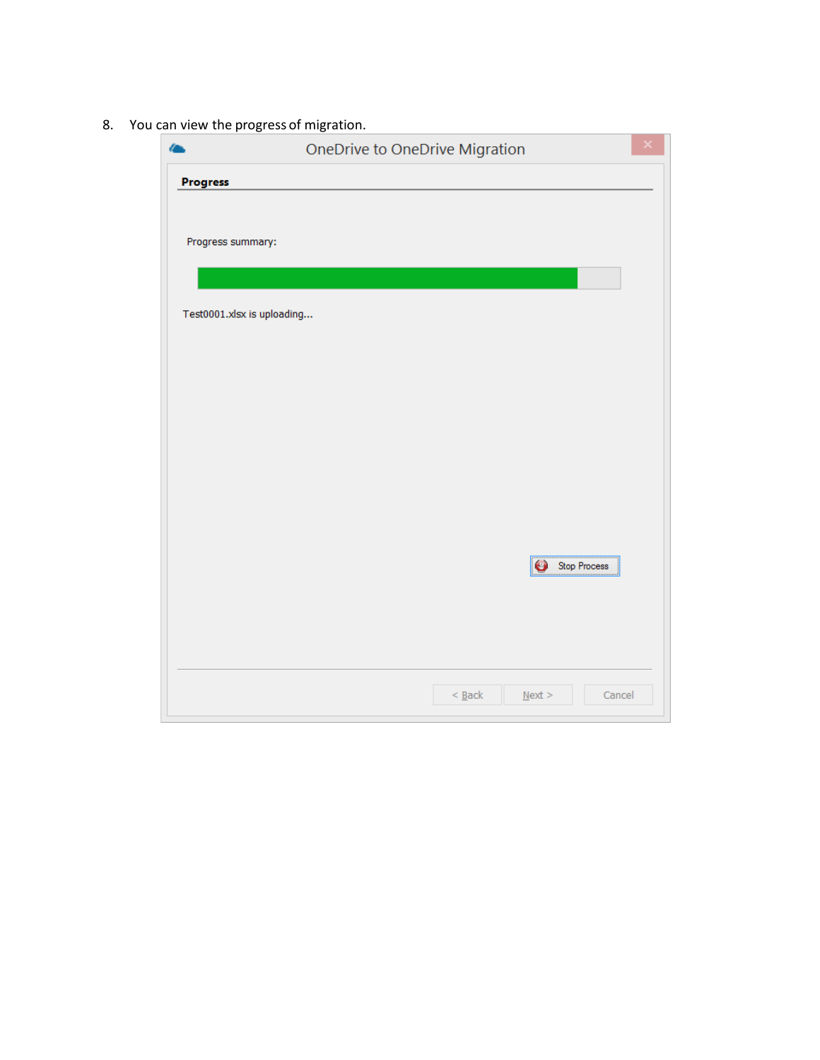8. You can view the progress of migration.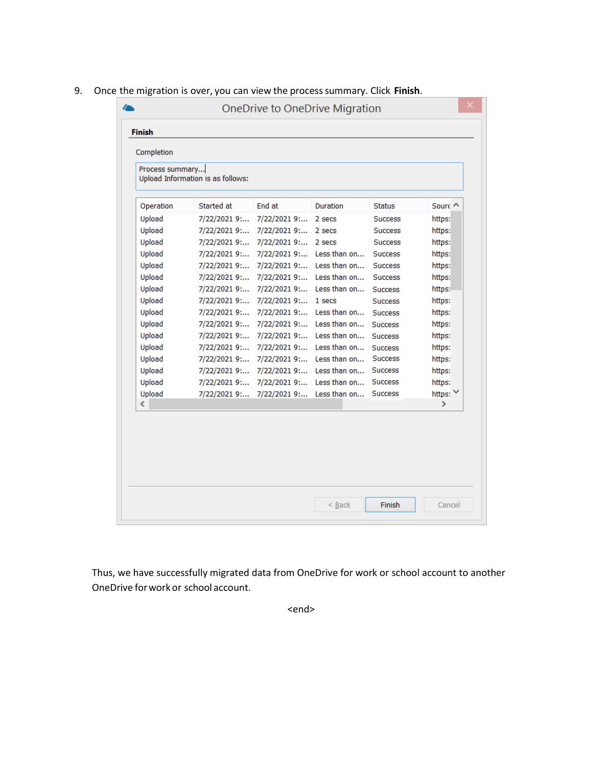9. Once the migration is over, you can view the process summary. Click **Finish**.

OneDrive to OneDrive Migration

**Finish**

Completion

Process summary...
Upload Information is as follows:

| Operation | Started at | End at | Duration | Status | Sourc |
|---|---|---|---|---|---|
| Upload | 7/22/2021 9:... | 7/22/2021 9:... | 2 secs | Success | https: |
| Upload | 7/22/2021 9:... | 7/22/2021 9:... | 2 secs | Success | https: |
| Upload | 7/22/2021 9:... | 7/22/2021 9:... | 2 secs | Success | https: |
| Upload | 7/22/2021 9:... | 7/22/2021 9:... | Less than on... | Success | https: |
| Upload | 7/22/2021 9:... | 7/22/2021 9:... | Less than on... | Success | https: |
| Upload | 7/22/2021 9:... | 7/22/2021 9:... | Less than on... | Success | https: |
| Upload | 7/22/2021 9:... | 7/22/2021 9:... | Less than on... | Success | https: |
| Upload | 7/22/2021 9:... | 7/22/2021 9:... | 1 secs | Success | https: |
| Upload | 7/22/2021 9:... | 7/22/2021 9:... | Less than on... | Success | https: |
| Upload | 7/22/2021 9:... | 7/22/2021 9:... | Less than on... | Success | https: |
| Upload | 7/22/2021 9:... | 7/22/2021 9:... | Less than on... | Success | https: |
| Upload | 7/22/2021 9:... | 7/22/2021 9:... | Less than on... | Success | https: |
| Upload | 7/22/2021 9:... | 7/22/2021 9:... | Less than on... | Success | https: |
| Upload | 7/22/2021 9:... | 7/22/2021 9:... | Less than on... | Success | https: |
| Upload | 7/22/2021 9:... | 7/22/2021 9:... | Less than on... | Success | https: |
| Upload | 7/22/2021 9:... | 7/22/2021 9:... | Less than on... | Success | https: |

< Back | Finish | Cancel

Thus, we have successfully migrated data from OneDrive for work or school account to another OneDrive for work or school account.

<end>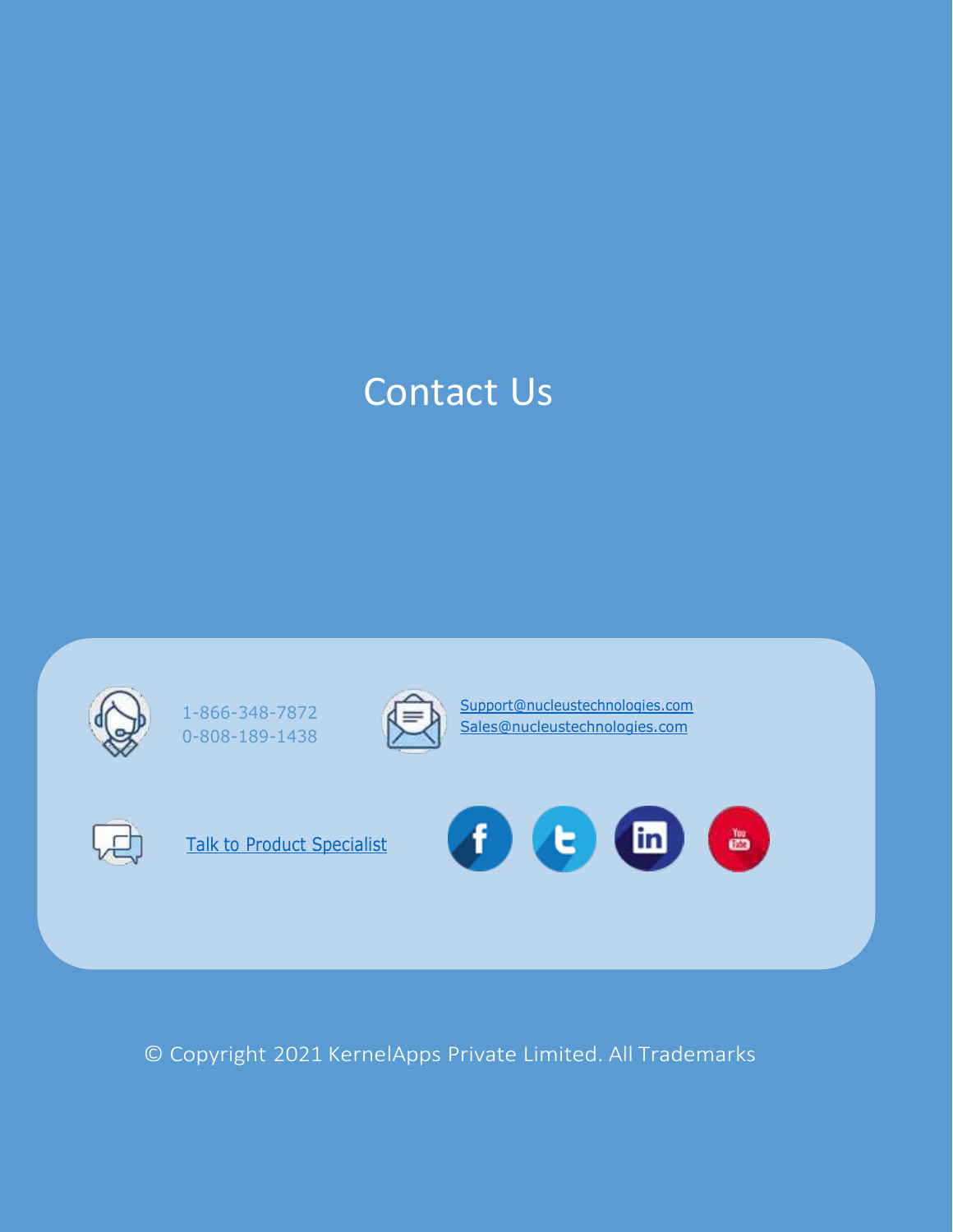# Contact Us

1-866-348-7872
0-808-189-1438

Support@nucleustechnologies.com
Sales@nucleustechnologies.com

Talk to Product Specialist

© Copyright 2021 KernelApps Private Limited. All Trademarks